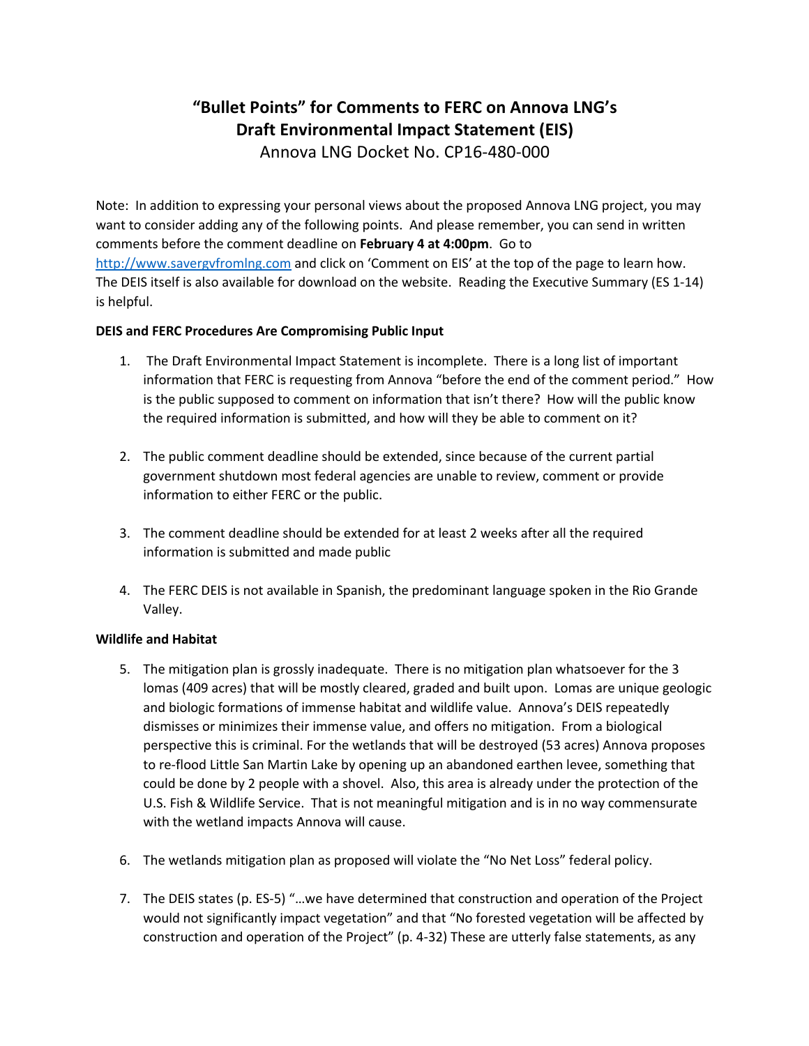# "Bullet Points" for Comments to FERC on Annova LNG's Draft Environmental Impact Statement (EIS)

Annova LNG Docket No. CP16-480-000

Note: In addition to expressing your personal views about the proposed Annova LNG project, you may want to consider adding any of the following points. And please remember, you can send in written comments before the comment deadline on **February 4 at 4:00pm**. Go to [http://www.savergvfromlng.com](http://www.savergvfromlng.com) and click on 'Comment on EIS' at the top of the page to learn how. The DEIS itself is also available for download on the website. Reading the Executive Summary (ES 1-14) is helpful.

**DEIS and FERC Procedures Are Compromising Public Input**

1. The Draft Environmental Impact Statement is incomplete. There is a long list of important information that FERC is requesting from Annova "before the end of the comment period." How is the public supposed to comment on information that isn't there? How will the public know the required information is submitted, and how will they be able to comment on it?

2. The public comment deadline should be extended, since because of the current partial government shutdown most federal agencies are unable to review, comment or provide information to either FERC or the public.

3. The comment deadline should be extended for at least 2 weeks after all the required information is submitted and made public

4. The FERC DEIS is not available in Spanish, the predominant language spoken in the Rio Grande Valley.

**Wildlife and Habitat**

5. The mitigation plan is grossly inadequate. There is no mitigation plan whatsoever for the 3 lomas (409 acres) that will be mostly cleared, graded and built upon. Lomas are unique geologic and biologic formations of immense habitat and wildlife value. Annova's DEIS repeatedly dismisses or minimizes their immense value, and offers no mitigation. From a biological perspective this is criminal. For the wetlands that will be destroyed (53 acres) Annova proposes to re-flood Little San Martin Lake by opening up an abandoned earthen levee, something that could be done by 2 people with a shovel. Also, this area is already under the protection of the U.S. Fish & Wildlife Service. That is not meaningful mitigation and is in no way commensurate with the wetland impacts Annova will cause.

6. The wetlands mitigation plan as proposed will violate the "No Net Loss" federal policy.

7. The DEIS states (p. ES-5) "…we have determined that construction and operation of the Project would not significantly impact vegetation" and that "No forested vegetation will be affected by construction and operation of the Project" (p. 4-32) These are utterly false statements, as any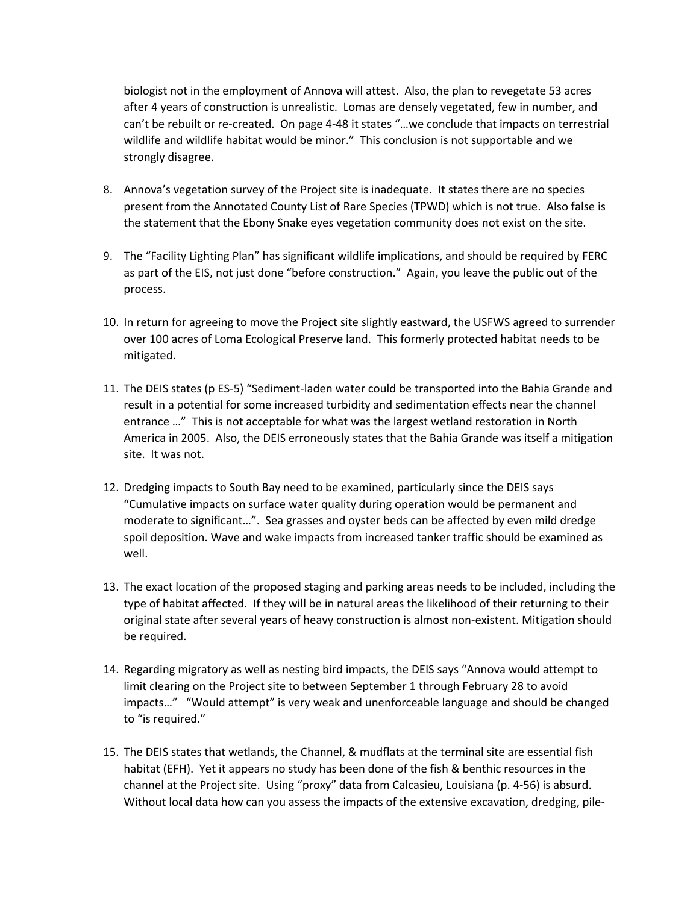biologist not in the employment of Annova will attest. Also, the plan to revegetate 53 acres after 4 years of construction is unrealistic. Lomas are densely vegetated, few in number, and can't be rebuilt or re-created. On page 4-48 it states "…we conclude that impacts on terrestrial wildlife and wildlife habitat would be minor." This conclusion is not supportable and we strongly disagree.

8. Annova's vegetation survey of the Project site is inadequate. It states there are no species present from the Annotated County List of Rare Species (TPWD) which is not true. Also false is the statement that the Ebony Snake eyes vegetation community does not exist on the site.

9. The "Facility Lighting Plan" has significant wildlife implications, and should be required by FERC as part of the EIS, not just done "before construction." Again, you leave the public out of the process.

10. In return for agreeing to move the Project site slightly eastward, the USFWS agreed to surrender over 100 acres of Loma Ecological Preserve land. This formerly protected habitat needs to be mitigated.

11. The DEIS states (p ES-5) "Sediment-laden water could be transported into the Bahia Grande and result in a potential for some increased turbidity and sedimentation effects near the channel entrance …" This is not acceptable for what was the largest wetland restoration in North America in 2005. Also, the DEIS erroneously states that the Bahia Grande was itself a mitigation site. It was not.

12. Dredging impacts to South Bay need to be examined, particularly since the DEIS says "Cumulative impacts on surface water quality during operation would be permanent and moderate to significant…". Sea grasses and oyster beds can be affected by even mild dredge spoil deposition. Wave and wake impacts from increased tanker traffic should be examined as well.

13. The exact location of the proposed staging and parking areas needs to be included, including the type of habitat affected. If they will be in natural areas the likelihood of their returning to their original state after several years of heavy construction is almost non-existent. Mitigation should be required.

14. Regarding migratory as well as nesting bird impacts, the DEIS says "Annova would attempt to limit clearing on the Project site to between September 1 through February 28 to avoid impacts…" "Would attempt" is very weak and unenforceable language and should be changed to "is required."

15. The DEIS states that wetlands, the Channel, & mudflats at the terminal site are essential fish habitat (EFH). Yet it appears no study has been done of the fish & benthic resources in the channel at the Project site. Using "proxy" data from Calcasieu, Louisiana (p. 4-56) is absurd. Without local data how can you assess the impacts of the extensive excavation, dredging, pile-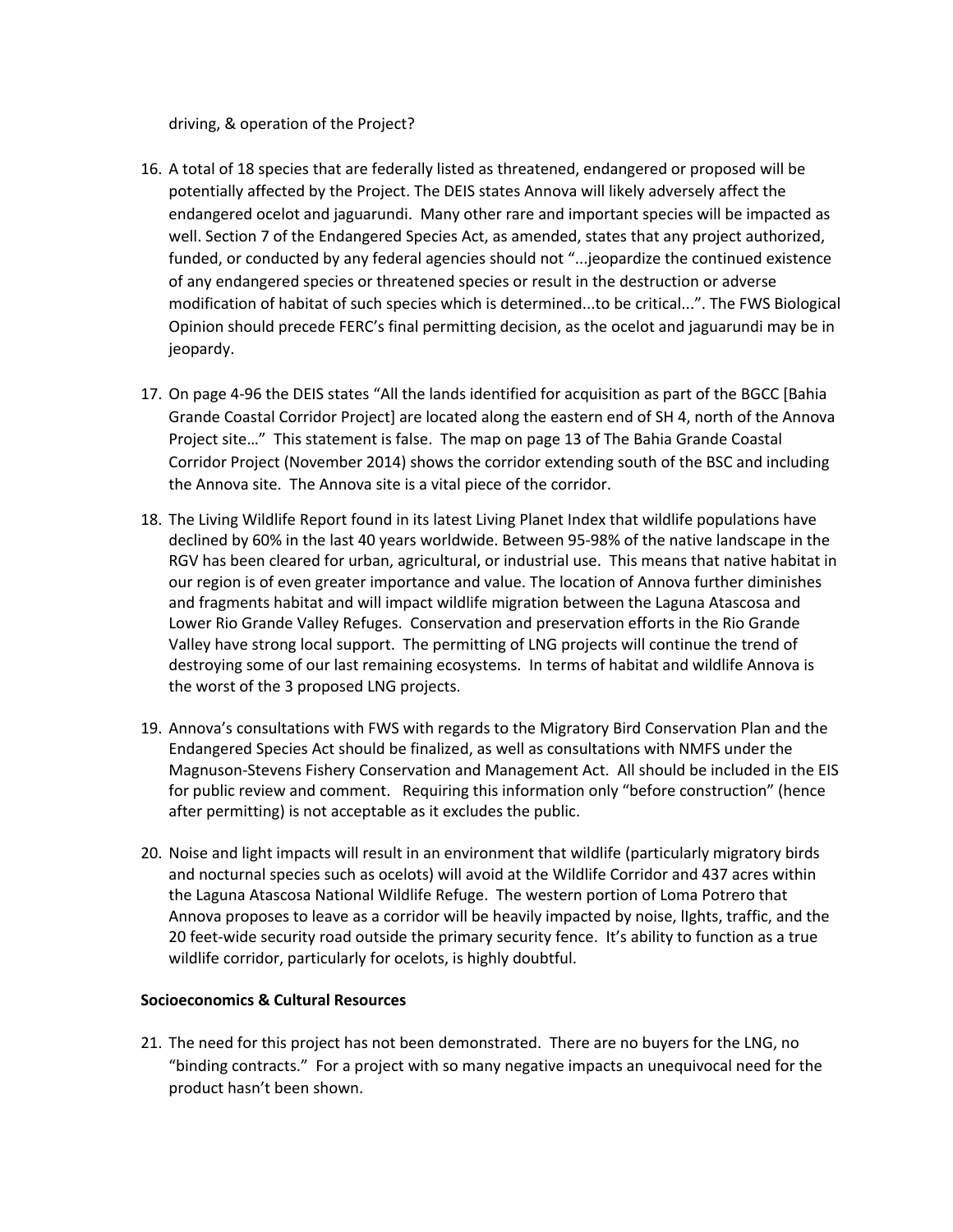driving, & operation of the Project?

16. A total of 18 species that are federally listed as threatened, endangered or proposed will be potentially affected by the Project. The DEIS states Annova will likely adversely affect the endangered ocelot and jaguarundi. Many other rare and important species will be impacted as well. Section 7 of the Endangered Species Act, as amended, states that any project authorized, funded, or conducted by any federal agencies should not "...jeopardize the continued existence of any endangered species or threatened species or result in the destruction or adverse modification of habitat of such species which is determined...to be critical...". The FWS Biological Opinion should precede FERC's final permitting decision, as the ocelot and jaguarundi may be in jeopardy.

17. On page 4-96 the DEIS states "All the lands identified for acquisition as part of the BGCC [Bahia Grande Coastal Corridor Project] are located along the eastern end of SH 4, north of the Annova Project site…" This statement is false. The map on page 13 of The Bahia Grande Coastal Corridor Project (November 2014) shows the corridor extending south of the BSC and including the Annova site. The Annova site is a vital piece of the corridor.

18. The Living Wildlife Report found in its latest Living Planet Index that wildlife populations have declined by 60% in the last 40 years worldwide. Between 95-98% of the native landscape in the RGV has been cleared for urban, agricultural, or industrial use. This means that native habitat in our region is of even greater importance and value. The location of Annova further diminishes and fragments habitat and will impact wildlife migration between the Laguna Atascosa and Lower Rio Grande Valley Refuges. Conservation and preservation efforts in the Rio Grande Valley have strong local support. The permitting of LNG projects will continue the trend of destroying some of our last remaining ecosystems. In terms of habitat and wildlife Annova is the worst of the 3 proposed LNG projects.

19. Annova's consultations with FWS with regards to the Migratory Bird Conservation Plan and the Endangered Species Act should be finalized, as well as consultations with NMFS under the Magnuson-Stevens Fishery Conservation and Management Act. All should be included in the EIS for public review and comment. Requiring this information only "before construction" (hence after permitting) is not acceptable as it excludes the public.

20. Noise and light impacts will result in an environment that wildlife (particularly migratory birds and nocturnal species such as ocelots) will avoid at the Wildlife Corridor and 437 acres within the Laguna Atascosa National Wildlife Refuge. The western portion of Loma Potrero that Annova proposes to leave as a corridor will be heavily impacted by noise, lIghts, traffic, and the 20 feet-wide security road outside the primary security fence. It's ability to function as a true wildlife corridor, particularly for ocelots, is highly doubtful.

**Socioeconomics & Cultural Resources**

21. The need for this project has not been demonstrated. There are no buyers for the LNG, no "binding contracts." For a project with so many negative impacts an unequivocal need for the product hasn't been shown.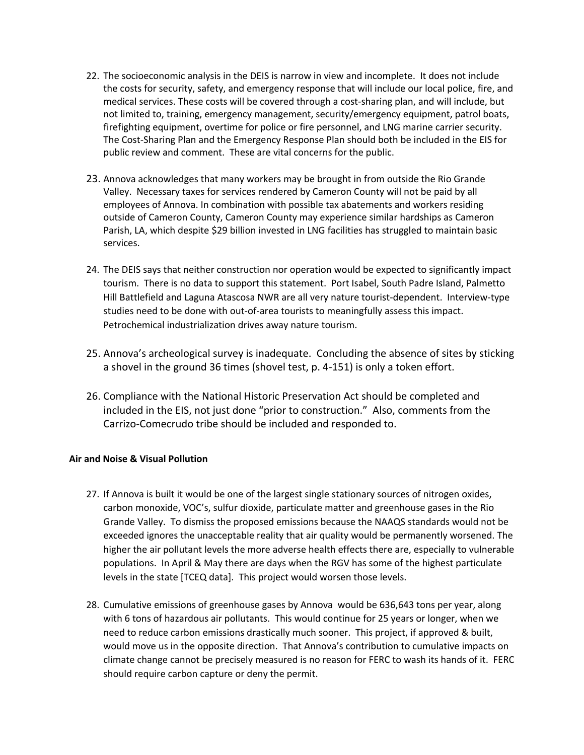22. The socioeconomic analysis in the DEIS is narrow in view and incomplete. It does not include the costs for security, safety, and emergency response that will include our local police, fire, and medical services. These costs will be covered through a cost-sharing plan, and will include, but not limited to, training, emergency management, security/emergency equipment, patrol boats, firefighting equipment, overtime for police or fire personnel, and LNG marine carrier security. The Cost-Sharing Plan and the Emergency Response Plan should both be included in the EIS for public review and comment. These are vital concerns for the public.

23. Annova acknowledges that many workers may be brought in from outside the Rio Grande Valley. Necessary taxes for services rendered by Cameron County will not be paid by all employees of Annova. In combination with possible tax abatements and workers residing outside of Cameron County, Cameron County may experience similar hardships as Cameron Parish, LA, which despite $29 billion invested in LNG facilities has struggled to maintain basic services.

24. The DEIS says that neither construction nor operation would be expected to significantly impact tourism. There is no data to support this statement. Port Isabel, South Padre Island, Palmetto Hill Battlefield and Laguna Atascosa NWR are all very nature tourist-dependent. Interview-type studies need to be done with out-of-area tourists to meaningfully assess this impact. Petrochemical industrialization drives away nature tourism.

25. Annova's archeological survey is inadequate. Concluding the absence of sites by sticking a shovel in the ground 36 times (shovel test, p. 4-151) is only a token effort.

26. Compliance with the National Historic Preservation Act should be completed and included in the EIS, not just done "prior to construction." Also, comments from the Carrizo-Comecrudo tribe should be included and responded to.

**Air and Noise & Visual Pollution**

27. If Annova is built it would be one of the largest single stationary sources of nitrogen oxides, carbon monoxide, VOC's, sulfur dioxide, particulate matter and greenhouse gases in the Rio Grande Valley. To dismiss the proposed emissions because the NAAQS standards would not be exceeded ignores the unacceptable reality that air quality would be permanently worsened. The higher the air pollutant levels the more adverse health effects there are, especially to vulnerable populations. In April & May there are days when the RGV has some of the highest particulate levels in the state [TCEQ data]. This project would worsen those levels.

28. Cumulative emissions of greenhouse gases by Annova would be 636,643 tons per year, along with 6 tons of hazardous air pollutants. This would continue for 25 years or longer, when we need to reduce carbon emissions drastically much sooner. This project, if approved & built, would move us in the opposite direction. That Annova's contribution to cumulative impacts on climate change cannot be precisely measured is no reason for FERC to wash its hands of it. FERC should require carbon capture or deny the permit.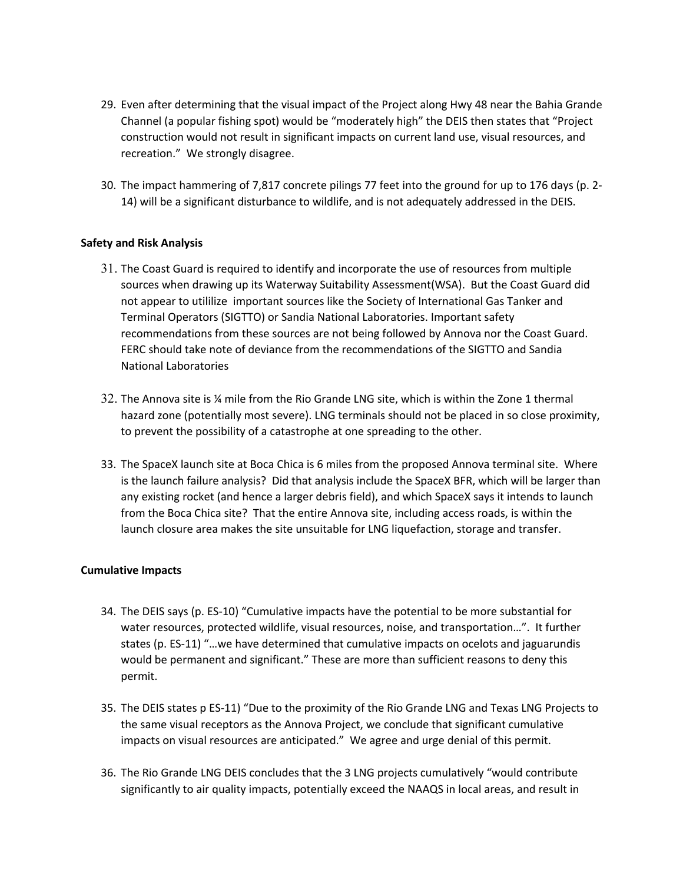29. Even after determining that the visual impact of the Project along Hwy 48 near the Bahia Grande Channel (a popular fishing spot) would be "moderately high" the DEIS then states that "Project construction would not result in significant impacts on current land use, visual resources, and recreation." We strongly disagree.

30. The impact hammering of 7,817 concrete pilings 77 feet into the ground for up to 176 days (p. 2-14) will be a significant disturbance to wildlife, and is not adequately addressed in the DEIS.

**Safety and Risk Analysis**

31. The Coast Guard is required to identify and incorporate the use of resources from multiple sources when drawing up its Waterway Suitability Assessment(WSA). But the Coast Guard did not appear to utililize important sources like the Society of International Gas Tanker and Terminal Operators (SIGTTO) or Sandia National Laboratories. Important safety recommendations from these sources are not being followed by Annova nor the Coast Guard. FERC should take note of deviance from the recommendations of the SIGTTO and Sandia National Laboratories

32. The Annova site is ¼ mile from the Rio Grande LNG site, which is within the Zone 1 thermal hazard zone (potentially most severe). LNG terminals should not be placed in so close proximity, to prevent the possibility of a catastrophe at one spreading to the other.

33. The SpaceX launch site at Boca Chica is 6 miles from the proposed Annova terminal site. Where is the launch failure analysis? Did that analysis include the SpaceX BFR, which will be larger than any existing rocket (and hence a larger debris field), and which SpaceX says it intends to launch from the Boca Chica site? That the entire Annova site, including access roads, is within the launch closure area makes the site unsuitable for LNG liquefaction, storage and transfer.

**Cumulative Impacts**

34. The DEIS says (p. ES-10) "Cumulative impacts have the potential to be more substantial for water resources, protected wildlife, visual resources, noise, and transportation…". It further states (p. ES-11) "…we have determined that cumulative impacts on ocelots and jaguarundis would be permanent and significant." These are more than sufficient reasons to deny this permit.

35. The DEIS states p ES-11) "Due to the proximity of the Rio Grande LNG and Texas LNG Projects to the same visual receptors as the Annova Project, we conclude that significant cumulative impacts on visual resources are anticipated." We agree and urge denial of this permit.

36. The Rio Grande LNG DEIS concludes that the 3 LNG projects cumulatively "would contribute significantly to air quality impacts, potentially exceed the NAAQS in local areas, and result in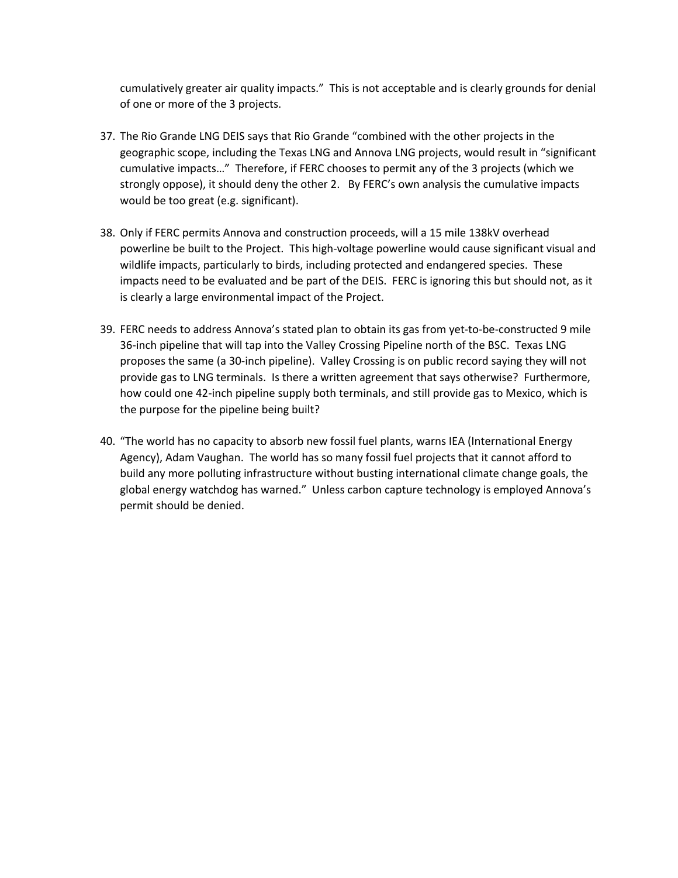cumulatively greater air quality impacts." This is not acceptable and is clearly grounds for denial of one or more of the 3 projects.

37. The Rio Grande LNG DEIS says that Rio Grande "combined with the other projects in the geographic scope, including the Texas LNG and Annova LNG projects, would result in "significant cumulative impacts…" Therefore, if FERC chooses to permit any of the 3 projects (which we strongly oppose), it should deny the other 2. By FERC's own analysis the cumulative impacts would be too great (e.g. significant).

38. Only if FERC permits Annova and construction proceeds, will a 15 mile 138kV overhead powerline be built to the Project. This high-voltage powerline would cause significant visual and wildlife impacts, particularly to birds, including protected and endangered species. These impacts need to be evaluated and be part of the DEIS. FERC is ignoring this but should not, as it is clearly a large environmental impact of the Project.

39. FERC needs to address Annova's stated plan to obtain its gas from yet-to-be-constructed 9 mile 36-inch pipeline that will tap into the Valley Crossing Pipeline north of the BSC. Texas LNG proposes the same (a 30-inch pipeline). Valley Crossing is on public record saying they will not provide gas to LNG terminals. Is there a written agreement that says otherwise? Furthermore, how could one 42-inch pipeline supply both terminals, and still provide gas to Mexico, which is the purpose for the pipeline being built?

40. "The world has no capacity to absorb new fossil fuel plants, warns IEA (International Energy Agency), Adam Vaughan. The world has so many fossil fuel projects that it cannot afford to build any more polluting infrastructure without busting international climate change goals, the global energy watchdog has warned." Unless carbon capture technology is employed Annova's permit should be denied.